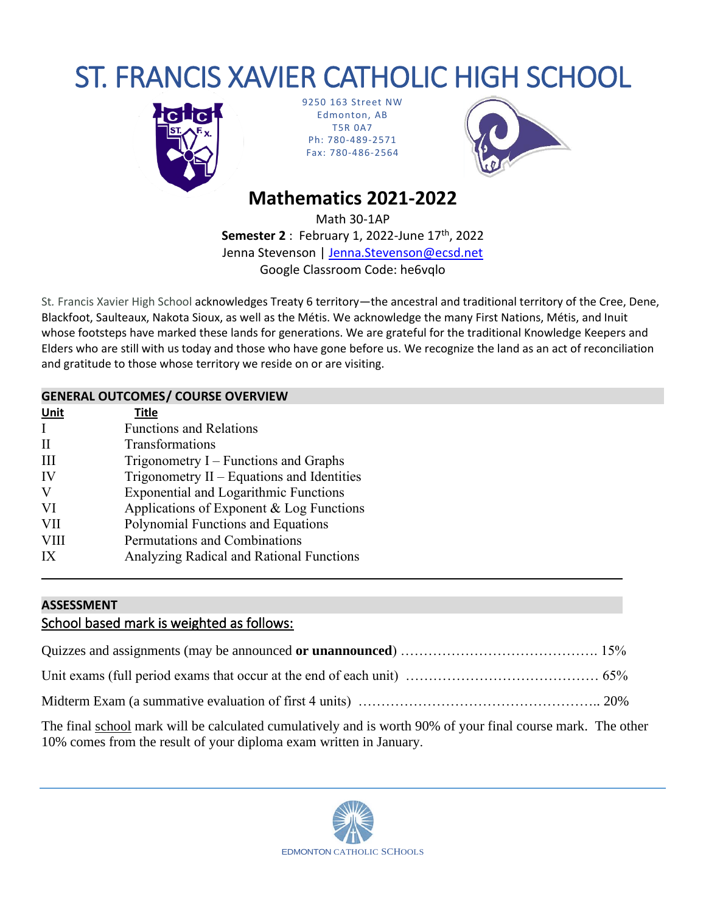# ST. FRANCIS XAVIER CATHOLIC HIGH SCHOOL

9250 163 Street NW
Edmonton, AB
T5R 0A7
Ph: 780-489-2571
Fax: 780-486-2564

## Mathematics 2021-2022

Math 30-1AP
**Semester 2** : February 1, 2022-June 17th, 2022
Jenna Stevenson | Jenna.Stevenson@ecsd.net
Google Classroom Code: he6vqlo

St. Francis Xavier High School acknowledges Treaty 6 territory—the ancestral and traditional territory of the Cree, Dene, Blackfoot, Saulteaux, Nakota Sioux, as well as the Métis. We acknowledge the many First Nations, Métis, and Inuit whose footsteps have marked these lands for generations. We are grateful for the traditional Knowledge Keepers and Elders who are still with us today and those who have gone before us. We recognize the land as an act of reconciliation and gratitude to those whose territory we reside on or are visiting.

### GENERAL OUTCOMES/ COURSE OVERVIEW

| Unit | Title |
|---|---|
| I | Functions and Relations |
| II | Transformations |
| III | Trigonometry I – Functions and Graphs |
| IV | Trigonometry II – Equations and Identities |
| V | Exponential and Logarithmic Functions |
| VI | Applications of Exponent & Log Functions |
| VII | Polynomial Functions and Equations |
| VIII | Permutations and Combinations |
| IX | Analyzing Radical and Rational Functions |

### ASSESSMENT

School based mark is weighted as follows:

Quizzes and assignments (may be announced **or unannounced**) …………………………………… 15%

Unit exams (full period exams that occur at the end of each unit) …………………………………… 65%

Midterm Exam (a summative evaluation of first 4 units) …………………………………………….. 20%

The final school mark will be calculated cumulatively and is worth 90% of your final course mark. The other 10% comes from the result of your diploma exam written in January.

EDMONTON CATHOLIC SCHOOLS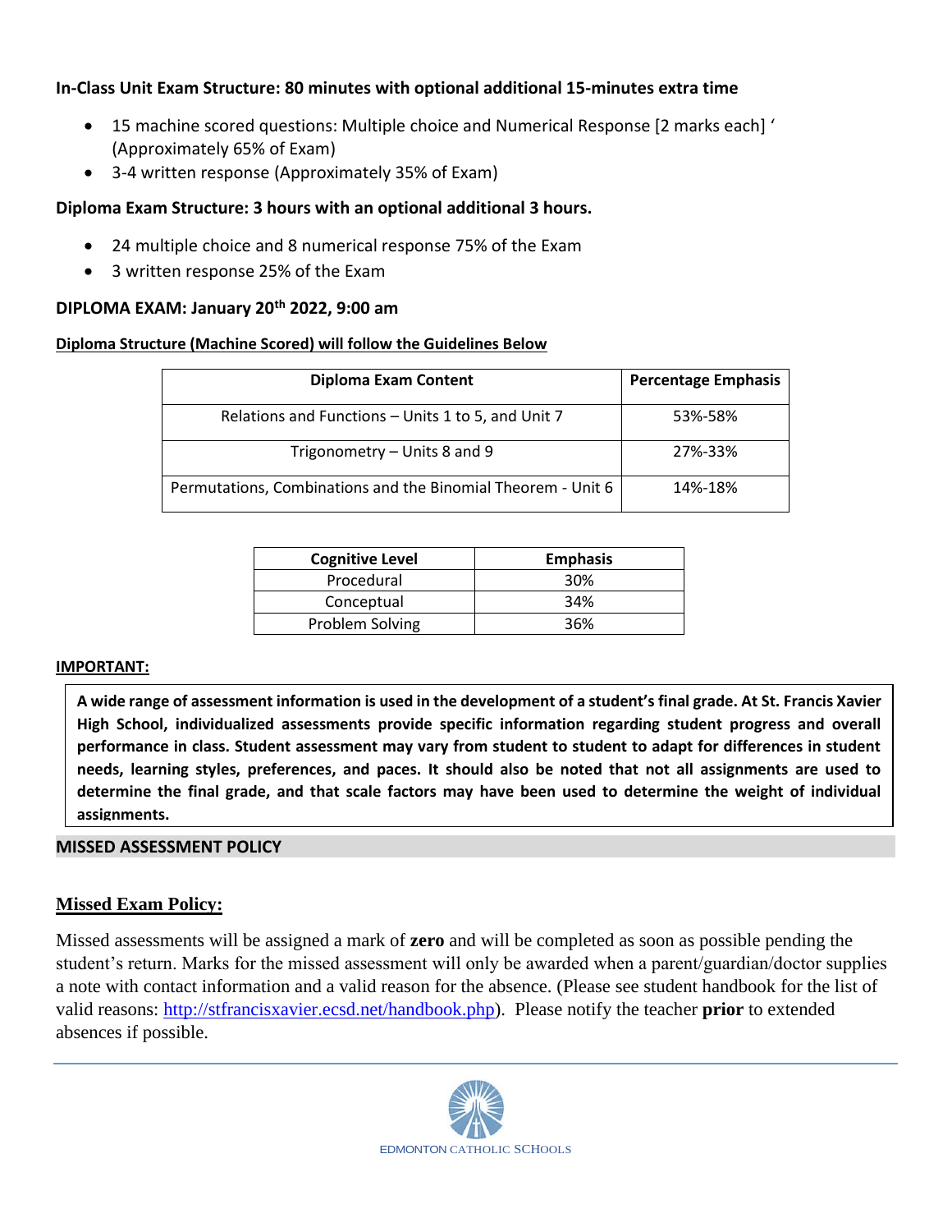**In-Class Unit Exam Structure: 80 minutes with optional additional 15-minutes extra time**

- 15 machine scored questions: Multiple choice and Numerical Response [2 marks each] ' (Approximately 65% of Exam)
- 3-4 written response (Approximately 35% of Exam)

**Diploma Exam Structure: 3 hours with an optional additional 3 hours.**

- 24 multiple choice and 8 numerical response 75% of the Exam
- 3 written response 25% of the Exam

**DIPLOMA EXAM: January 20th 2022, 9:00 am**

**Diploma Structure (Machine Scored) will follow the Guidelines Below**

| Diploma Exam Content | Percentage Emphasis |
|---|---|
| Relations and Functions – Units 1 to 5, and Unit 7 | 53%-58% |
| Trigonometry – Units 8 and 9 | 27%-33% |
| Permutations, Combinations and the Binomial Theorem - Unit 6 | 14%-18% |

| Cognitive Level | Emphasis |
|---|---|
| Procedural | 30% |
| Conceptual | 34% |
| Problem Solving | 36% |

**IMPORTANT:**

**A wide range of assessment information is used in the development of a student's final grade. At St. Francis Xavier High School, individualized assessments provide specific information regarding student progress and overall performance in class. Student assessment may vary from student to student to adapt for differences in student needs, learning styles, preferences, and paces. It should also be noted that not all assignments are used to determine the final grade, and that scale factors may have been used to determine the weight of individual assignments.**

## MISSED ASSESSMENT POLICY

### Missed Exam Policy:

Missed assessments will be assigned a mark of **zero** and will be completed as soon as possible pending the student's return. Marks for the missed assessment will only be awarded when a parent/guardian/doctor supplies a note with contact information and a valid reason for the absence. (Please see student handbook for the list of valid reasons: http://stfrancisxavier.ecsd.net/handbook.php). Please notify the teacher **prior** to extended absences if possible.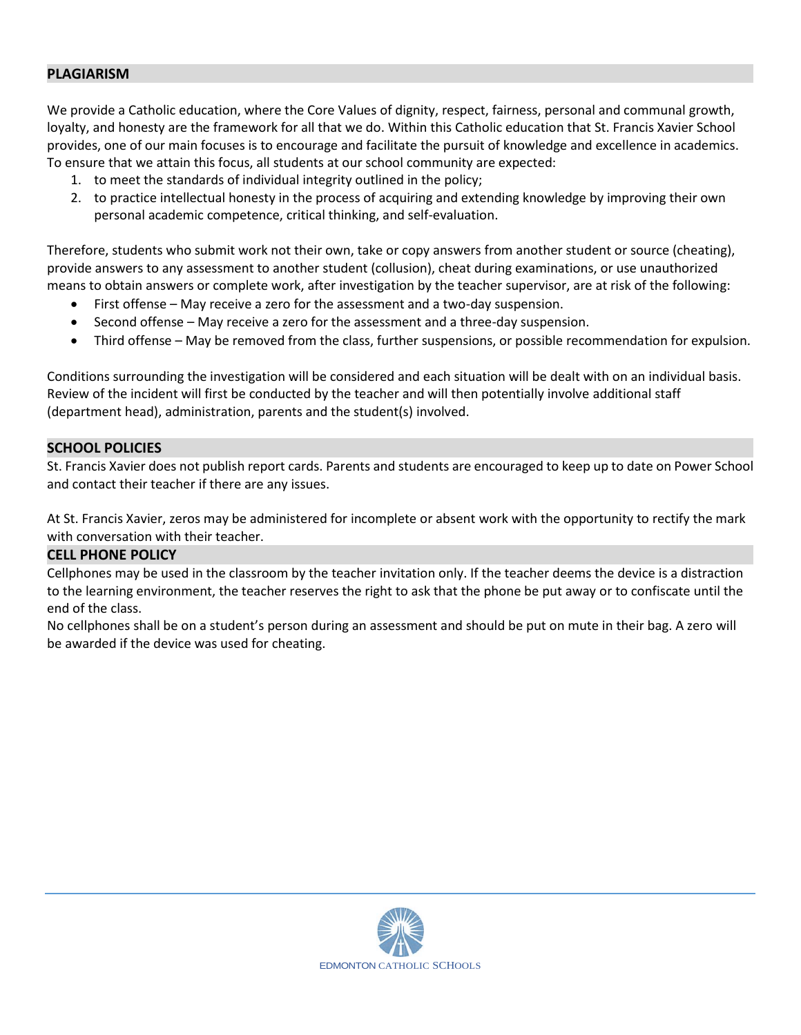## PLAGIARISM

We provide a Catholic education, where the Core Values of dignity, respect, fairness, personal and communal growth, loyalty, and honesty are the framework for all that we do. Within this Catholic education that St. Francis Xavier School provides, one of our main focuses is to encourage and facilitate the pursuit of knowledge and excellence in academics. To ensure that we attain this focus, all students at our school community are expected:

1. to meet the standards of individual integrity outlined in the policy;
2. to practice intellectual honesty in the process of acquiring and extending knowledge by improving their own personal academic competence, critical thinking, and self-evaluation.

Therefore, students who submit work not their own, take or copy answers from another student or source (cheating), provide answers to any assessment to another student (collusion), cheat during examinations, or use unauthorized means to obtain answers or complete work, after investigation by the teacher supervisor, are at risk of the following:

- First offense – May receive a zero for the assessment and a two-day suspension.
- Second offense – May receive a zero for the assessment and a three-day suspension.
- Third offense – May be removed from the class, further suspensions, or possible recommendation for expulsion.

Conditions surrounding the investigation will be considered and each situation will be dealt with on an individual basis. Review of the incident will first be conducted by the teacher and will then potentially involve additional staff (department head), administration, parents and the student(s) involved.

## SCHOOL POLICIES

St. Francis Xavier does not publish report cards. Parents and students are encouraged to keep up to date on Power School and contact their teacher if there are any issues.

At St. Francis Xavier, zeros may be administered for incomplete or absent work with the opportunity to rectify the mark with conversation with their teacher.

## CELL PHONE POLICY

Cellphones may be used in the classroom by the teacher invitation only. If the teacher deems the device is a distraction to the learning environment, the teacher reserves the right to ask that the phone be put away or to confiscate until the end of the class.

No cellphones shall be on a student's person during an assessment and should be put on mute in their bag. A zero will be awarded if the device was used for cheating.

EDMONTON CATHOLIC SCHOOLS